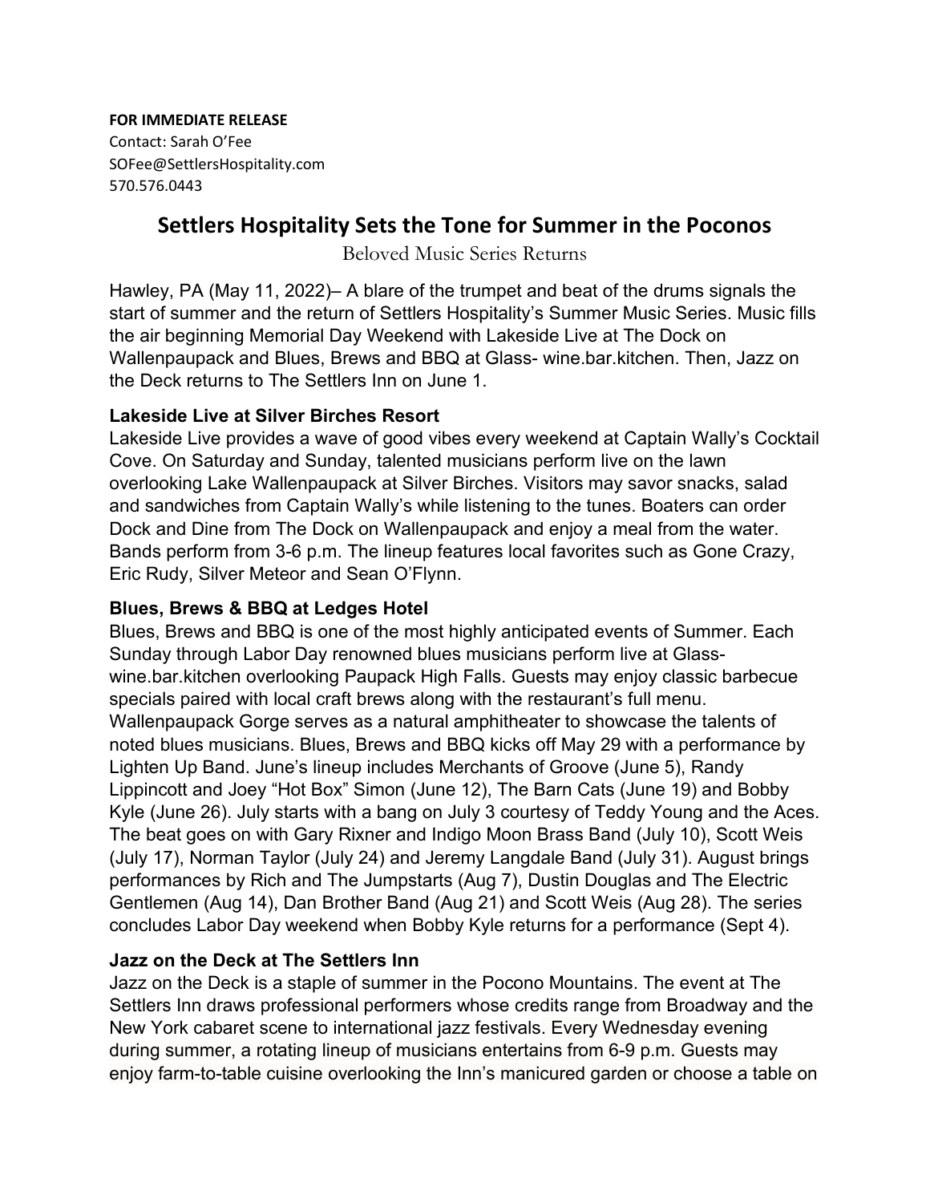**FOR IMMEDIATE RELEASE**
Contact: Sarah O'Fee
SOFee@SettlersHospitality.com
570.576.0443

# Settlers Hospitality Sets the Tone for Summer in the Poconos

Beloved Music Series Returns

Hawley, PA (May 11, 2022)– A blare of the trumpet and beat of the drums signals the start of summer and the return of Settlers Hospitality's Summer Music Series. Music fills the air beginning Memorial Day Weekend with Lakeside Live at The Dock on Wallenpaupack and Blues, Brews and BBQ at Glass- wine.bar.kitchen. Then, Jazz on the Deck returns to The Settlers Inn on June 1.

### Lakeside Live at Silver Birches Resort

Lakeside Live provides a wave of good vibes every weekend at Captain Wally's Cocktail Cove. On Saturday and Sunday, talented musicians perform live on the lawn overlooking Lake Wallenpaupack at Silver Birches. Visitors may savor snacks, salad and sandwiches from Captain Wally's while listening to the tunes. Boaters can order Dock and Dine from The Dock on Wallenpaupack and enjoy a meal from the water. Bands perform from 3-6 p.m. The lineup features local favorites such as Gone Crazy, Eric Rudy, Silver Meteor and Sean O'Flynn.

### Blues, Brews & BBQ at Ledges Hotel

Blues, Brews and BBQ is one of the most highly anticipated events of Summer. Each Sunday through Labor Day renowned blues musicians perform live at Glass- wine.bar.kitchen overlooking Paupack High Falls. Guests may enjoy classic barbecue specials paired with local craft brews along with the restaurant's full menu. Wallenpaupack Gorge serves as a natural amphitheater to showcase the talents of noted blues musicians. Blues, Brews and BBQ kicks off May 29 with a performance by Lighten Up Band. June's lineup includes Merchants of Groove (June 5), Randy Lippincott and Joey "Hot Box" Simon (June 12), The Barn Cats (June 19) and Bobby Kyle (June 26). July starts with a bang on July 3 courtesy of Teddy Young and the Aces. The beat goes on with Gary Rixner and Indigo Moon Brass Band (July 10), Scott Weis (July 17), Norman Taylor (July 24) and Jeremy Langdale Band (July 31). August brings performances by Rich and The Jumpstarts (Aug 7), Dustin Douglas and The Electric Gentlemen (Aug 14), Dan Brother Band (Aug 21) and Scott Weis (Aug 28). The series concludes Labor Day weekend when Bobby Kyle returns for a performance (Sept 4).

### Jazz on the Deck at The Settlers Inn

Jazz on the Deck is a staple of summer in the Pocono Mountains. The event at The Settlers Inn draws professional performers whose credits range from Broadway and the New York cabaret scene to international jazz festivals. Every Wednesday evening during summer, a rotating lineup of musicians entertains from 6-9 p.m. Guests may enjoy farm-to-table cuisine overlooking the Inn's manicured garden or choose a table on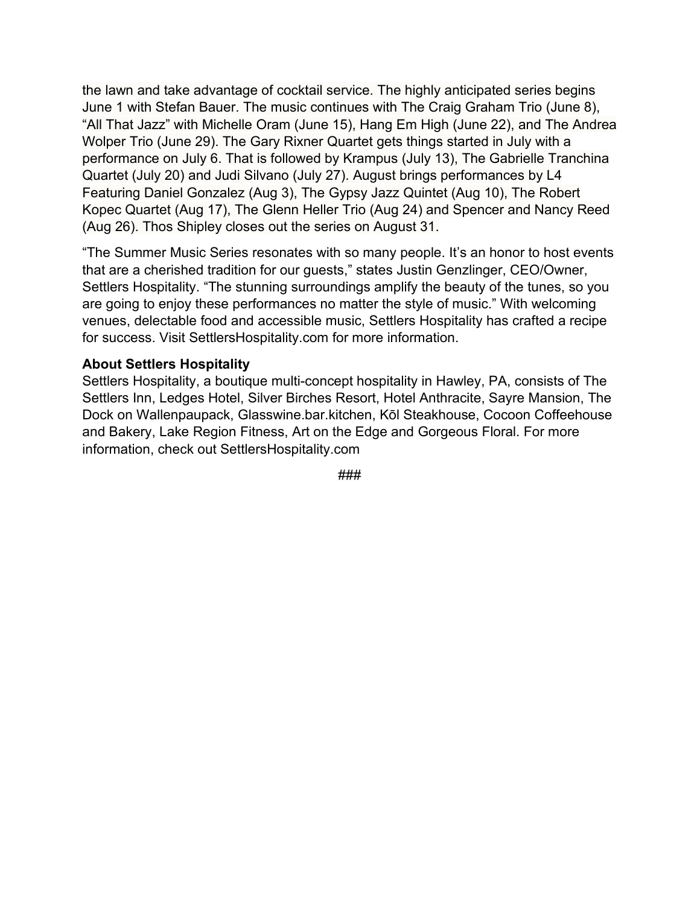the lawn and take advantage of cocktail service. The highly anticipated series begins June 1 with Stefan Bauer. The music continues with The Craig Graham Trio (June 8), "All That Jazz" with Michelle Oram (June 15), Hang Em High (June 22), and The Andrea Wolper Trio (June 29). The Gary Rixner Quartet gets things started in July with a performance on July 6. That is followed by Krampus (July 13), The Gabrielle Tranchina Quartet (July 20) and Judi Silvano (July 27). August brings performances by L4 Featuring Daniel Gonzalez (Aug 3), The Gypsy Jazz Quintet (Aug 10), The Robert Kopec Quartet (Aug 17), The Glenn Heller Trio (Aug 24) and Spencer and Nancy Reed (Aug 26). Thos Shipley closes out the series on August 31.

"The Summer Music Series resonates with so many people. It's an honor to host events that are a cherished tradition for our guests," states Justin Genzlinger, CEO/Owner, Settlers Hospitality. "The stunning surroundings amplify the beauty of the tunes, so you are going to enjoy these performances no matter the style of music." With welcoming venues, delectable food and accessible music, Settlers Hospitality has crafted a recipe for success. Visit SettlersHospitality.com for more information.

**About Settlers Hospitality**
Settlers Hospitality, a boutique multi-concept hospitality in Hawley, PA, consists of The Settlers Inn, Ledges Hotel, Silver Birches Resort, Hotel Anthracite, Sayre Mansion, The Dock on Wallenpaupack, Glasswine.bar.kitchen, Kōl Steakhouse, Cocoon Coffeehouse and Bakery, Lake Region Fitness, Art on the Edge and Gorgeous Floral. For more information, check out SettlersHospitality.com

###